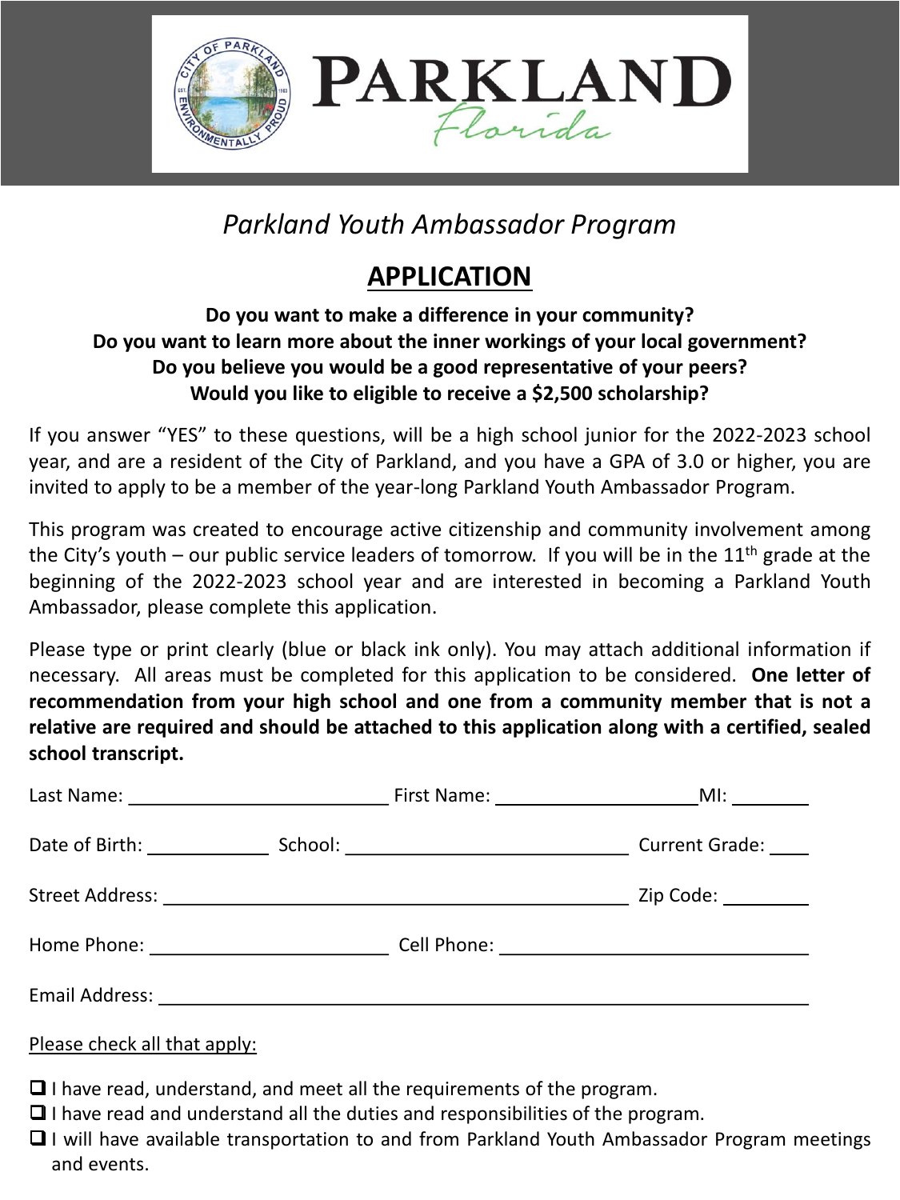PARKLAND Florida

*Parkland Youth Ambassador Program*

# APPLICATION

**Do you want to make a difference in your community?**
**Do you want to learn more about the inner workings of your local government?**
**Do you believe you would be a good representative of your peers?**
**Would you like to eligible to receive a $2,500 scholarship?**

If you answer "YES" to these questions, will be a high school junior for the 2022-2023 school year, and are a resident of the City of Parkland, and you have a GPA of 3.0 or higher, you are invited to apply to be a member of the year-long Parkland Youth Ambassador Program.

This program was created to encourage active citizenship and community involvement among the City's youth – our public service leaders of tomorrow. If you will be in the 11th grade at the beginning of the 2022-2023 school year and are interested in becoming a Parkland Youth Ambassador, please complete this application.

Please type or print clearly (blue or black ink only). You may attach additional information if necessary. All areas must be completed for this application to be considered. **One letter of recommendation from your high school and one from a community member that is not a relative are required and should be attached to this application along with a certified, sealed school transcript.**

Last Name: ________________________ First Name: ____________________ MI: ________

Date of Birth: ____________ School: ___________________________ Current Grade: ____

Street Address: ____________________________________________ Zip Code: ________

Home Phone: _______________________ Cell Phone: _____________________________

Email Address: ____________________________________________________________

Please check all that apply:

- ☐ I have read, understand, and meet all the requirements of the program.
- ☐ I have read and understand all the duties and responsibilities of the program.
- ☐ I will have available transportation to and from Parkland Youth Ambassador Program meetings and events.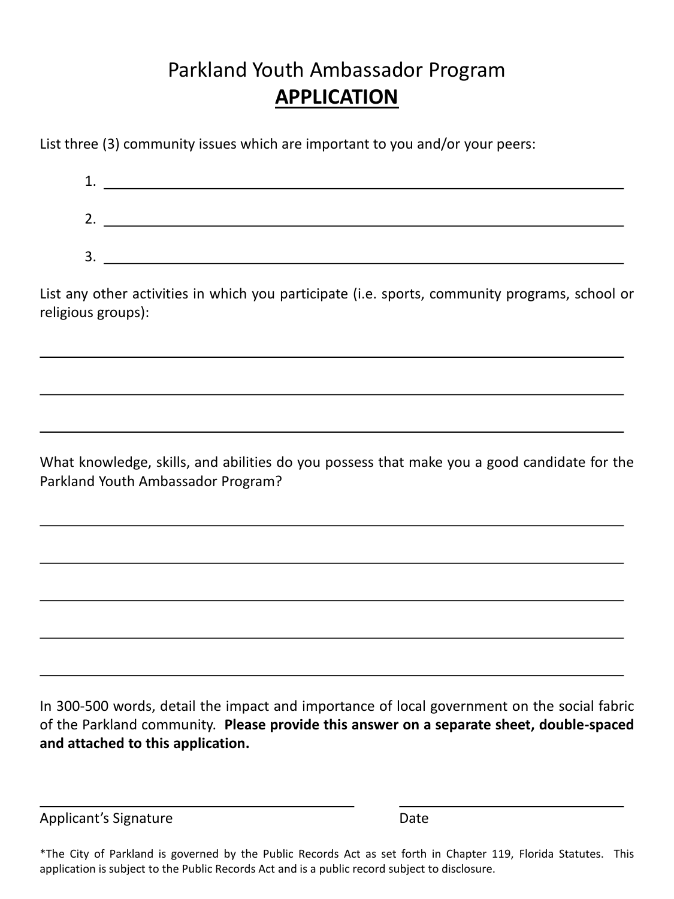# Parkland Youth Ambassador Program

## APPLICATION

List three (3) community issues which are important to you and/or your peers:

1. ______________________________________________________________________

2. ______________________________________________________________________

3. ______________________________________________________________________

List any other activities in which you participate (i.e. sports, community programs, school or religious groups):

______________________________________________________________________

______________________________________________________________________

______________________________________________________________________

What knowledge, skills, and abilities do you possess that make you a good candidate for the Parkland Youth Ambassador Program?

______________________________________________________________________

______________________________________________________________________

______________________________________________________________________

______________________________________________________________________

______________________________________________________________________

In 300-500 words, detail the impact and importance of local government on the social fabric of the Parkland community. **Please provide this answer on a separate sheet, double-spaced and attached to this application.**

__________________________________________ ______________________________

Applicant's Signature Date

*The City of Parkland is governed by the Public Records Act as set forth in Chapter 119, Florida Statutes. This application is subject to the Public Records Act and is a public record subject to disclosure.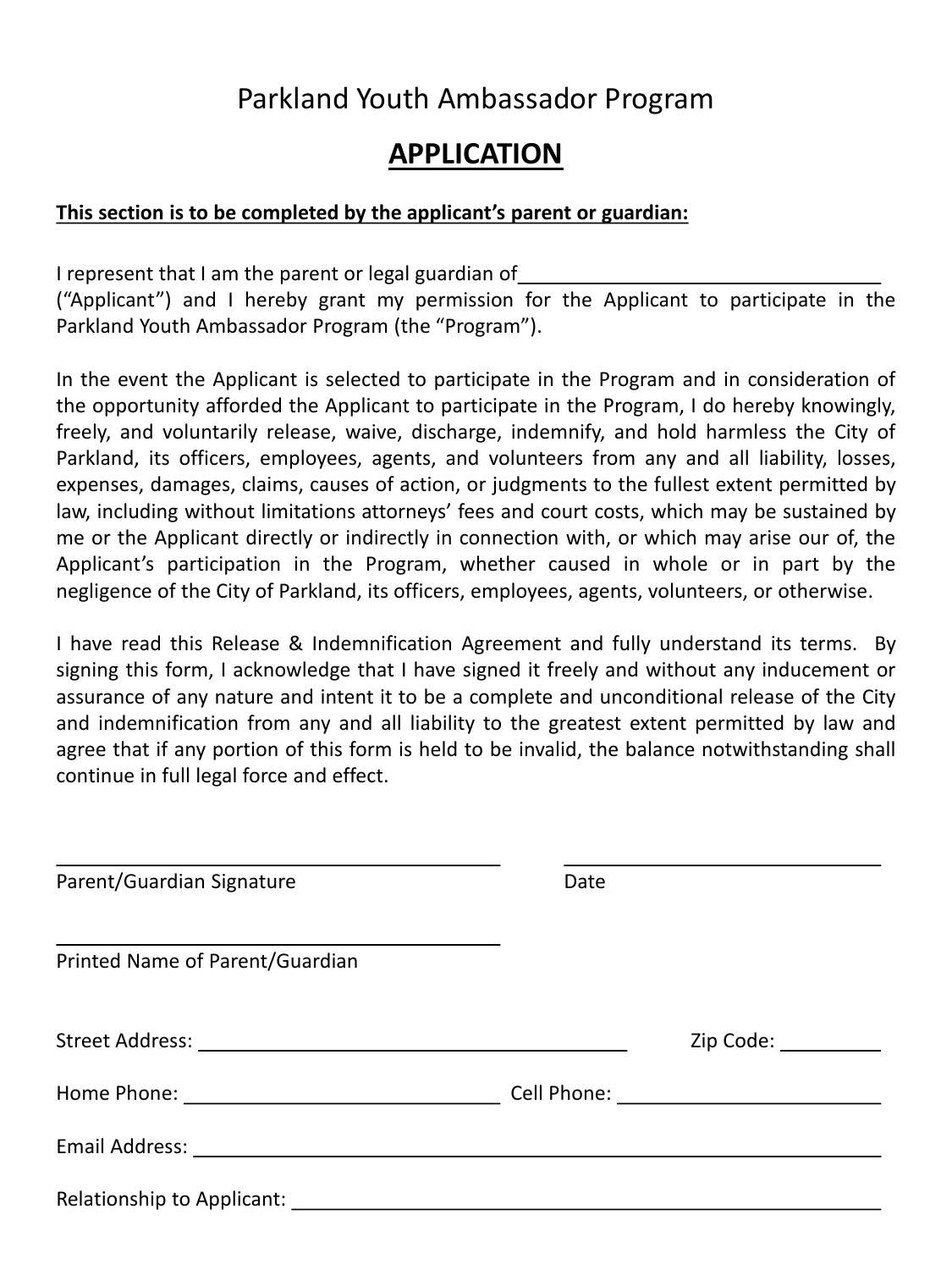# Parkland Youth Ambassador Program

## APPLICATION

**This section is to be completed by the applicant's parent or guardian:**

I represent that I am the parent or legal guardian of_________________________________ ("Applicant") and I hereby grant my permission for the Applicant to participate in the Parkland Youth Ambassador Program (the "Program").

In the event the Applicant is selected to participate in the Program and in consideration of the opportunity afforded the Applicant to participate in the Program, I do hereby knowingly, freely, and voluntarily release, waive, discharge, indemnify, and hold harmless the City of Parkland, its officers, employees, agents, and volunteers from any and all liability, losses, expenses, damages, claims, causes of action, or judgments to the fullest extent permitted by law, including without limitations attorneys' fees and court costs, which may be sustained by me or the Applicant directly or indirectly in connection with, or which may arise our of, the Applicant's participation in the Program, whether caused in whole or in part by the negligence of the City of Parkland, its officers, employees, agents, volunteers, or otherwise.

I have read this Release & Indemnification Agreement and fully understand its terms. By signing this form, I acknowledge that I have signed it freely and without any inducement or assurance of any nature and intent it to be a complete and unconditional release of the City and indemnification from any and all liability to the greatest extent permitted by law and agree that if any portion of this form is held to be invalid, the balance notwithstanding shall continue in full legal force and effect.

________________________________________ ______________________________

Parent/Guardian Signature Date

________________________________________

Printed Name of Parent/Guardian

Street Address: ______________________________________ Zip Code: _________

Home Phone: _____________________________ Cell Phone: ________________________

Email Address: ____________________________________________________________

Relationship to Applicant: ___________________________________________________